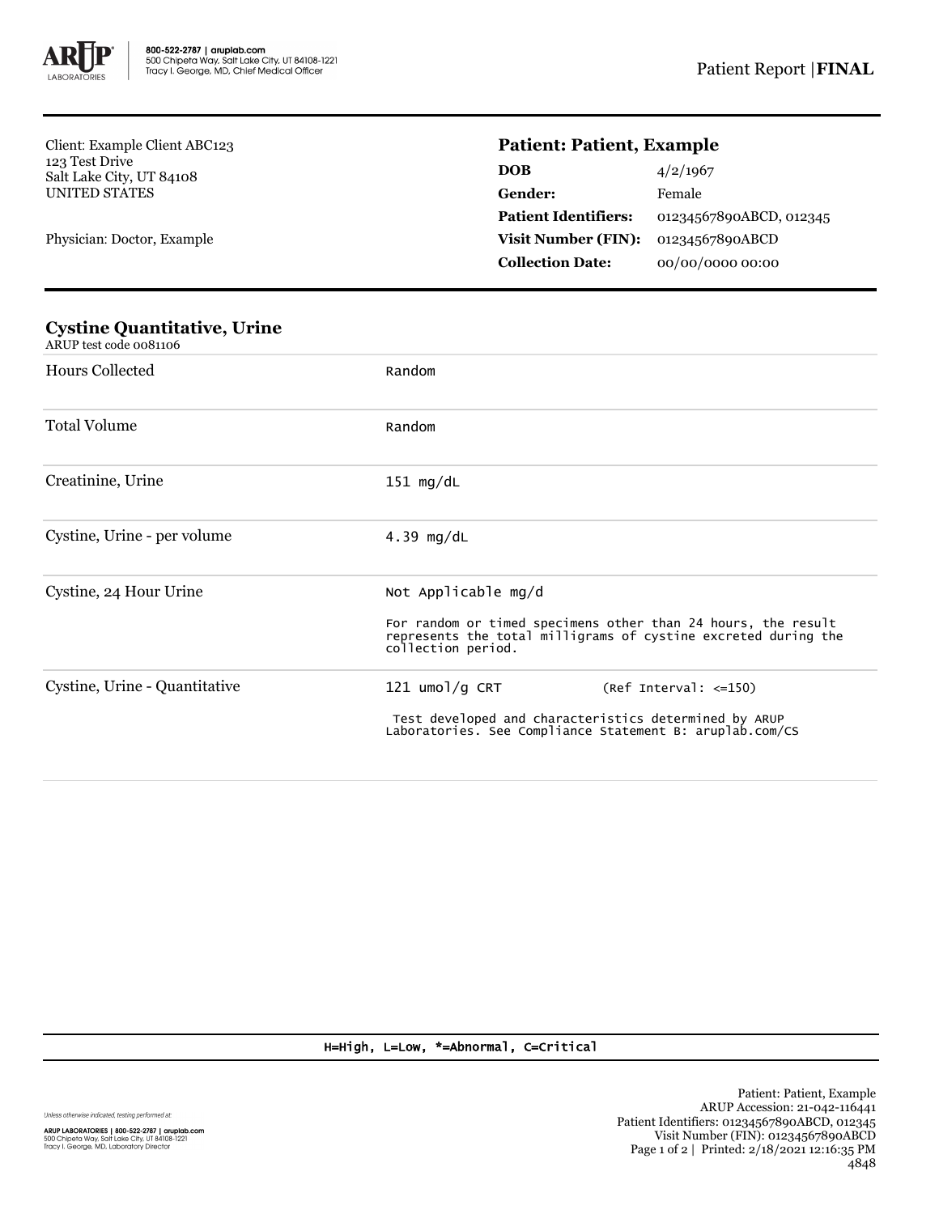Patient Report |**FINAL**

Client: Example Client ABC123
123 Test Drive
Salt Lake City, UT 84108
UNITED STATES

Physician: Doctor, Example

## Patient: Patient, Example

| | |
|---|---|
| **DOB** | 4/2/1967 |
| **Gender:** | Female |
| **Patient Identifiers:** | 01234567890ABCD, 012345 |
| **Visit Number (FIN):** | 01234567890ABCD |
| **Collection Date:** | 00/00/0000 00:00 |

### Cystine Quantitative, Urine

ARUP test code 0081106

| | |
|---|---|
| Hours Collected | Random |
| Total Volume | Random |
| Creatinine, Urine | 151 mg/dL |
| Cystine, Urine - per volume | 4.39 mg/dL |
| Cystine, 24 Hour Urine | Not Applicable mg/d<br><br>For random or timed specimens other than 24 hours, the result represents the total milligrams of cystine excreted during the collection period. |
| Cystine, Urine - Quantitative | 121 umol/g CRT (Ref Interval: <=150)<br><br>Test developed and characteristics determined by ARUP Laboratories. See Compliance Statement B: aruplab.com/CS |

H=High, L=Low, *=Abnormal, C=Critical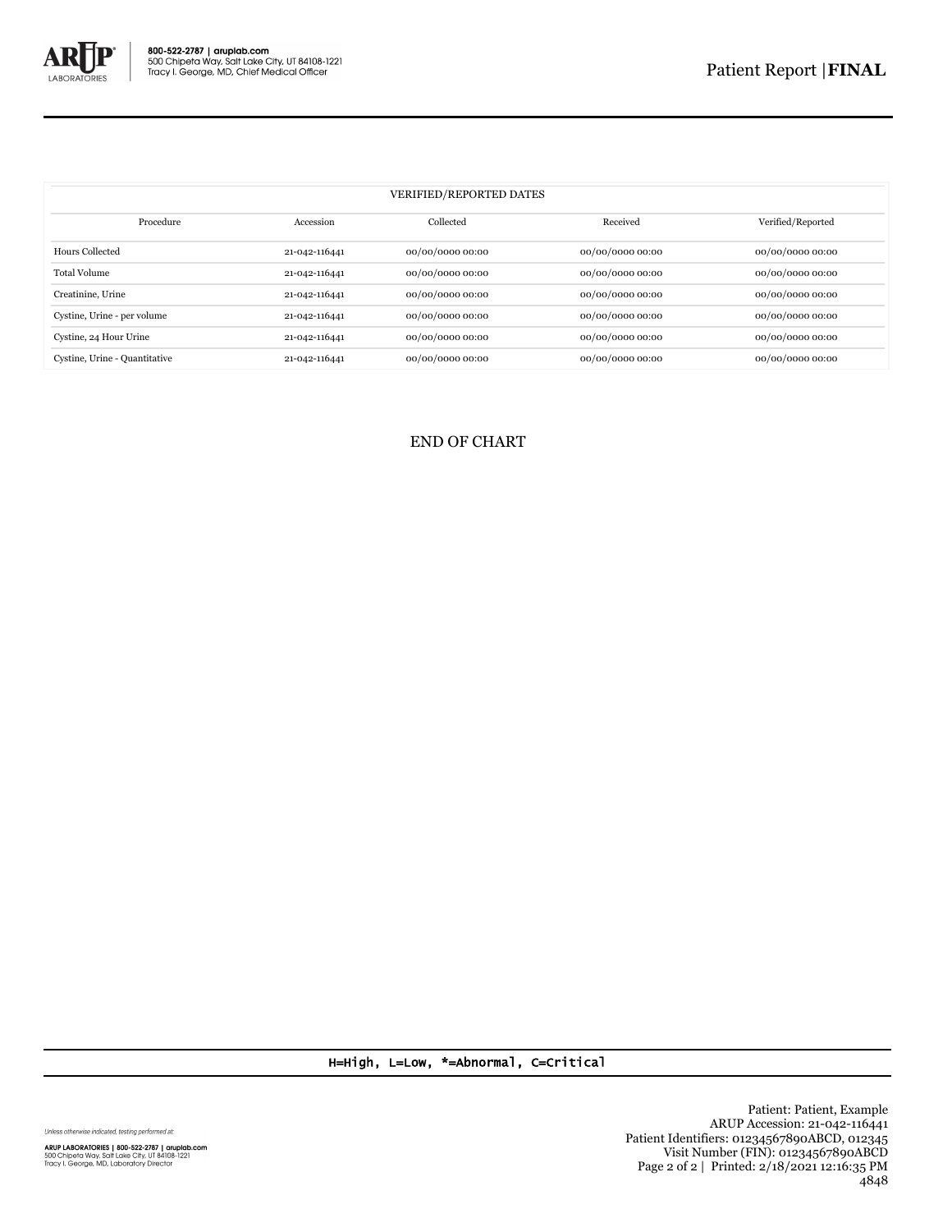| VERIFIED/REPORTED DATES | | | | |
|---|---|---|---|---|
| Procedure | Accession | Collected | Received | Verified/Reported |
| Hours Collected | 21-042-116441 | 00/00/0000 00:00 | 00/00/0000 00:00 | 00/00/0000 00:00 |
| Total Volume | 21-042-116441 | 00/00/0000 00:00 | 00/00/0000 00:00 | 00/00/0000 00:00 |
| Creatinine, Urine | 21-042-116441 | 00/00/0000 00:00 | 00/00/0000 00:00 | 00/00/0000 00:00 |
| Cystine, Urine - per volume | 21-042-116441 | 00/00/0000 00:00 | 00/00/0000 00:00 | 00/00/0000 00:00 |
| Cystine, 24 Hour Urine | 21-042-116441 | 00/00/0000 00:00 | 00/00/0000 00:00 | 00/00/0000 00:00 |
| Cystine, Urine - Quantitative | 21-042-116441 | 00/00/0000 00:00 | 00/00/0000 00:00 | 00/00/0000 00:00 |

END OF CHART

H=High, L=Low, *=Abnormal, C=Critical